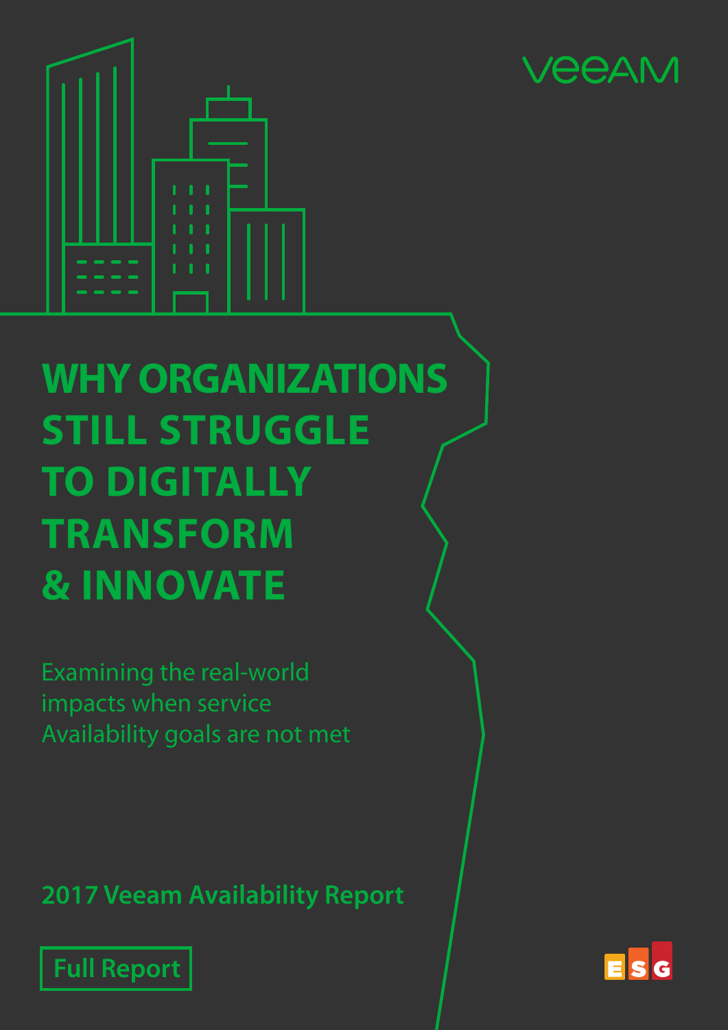# WHY ORGANIZATIONS STILL STRUGGLE TO DIGITALLY TRANSFORM & INNOVATE

Examining the real-world impacts when service Availability goals are not met

**2017 Veeam Availability Report**

**Full Report**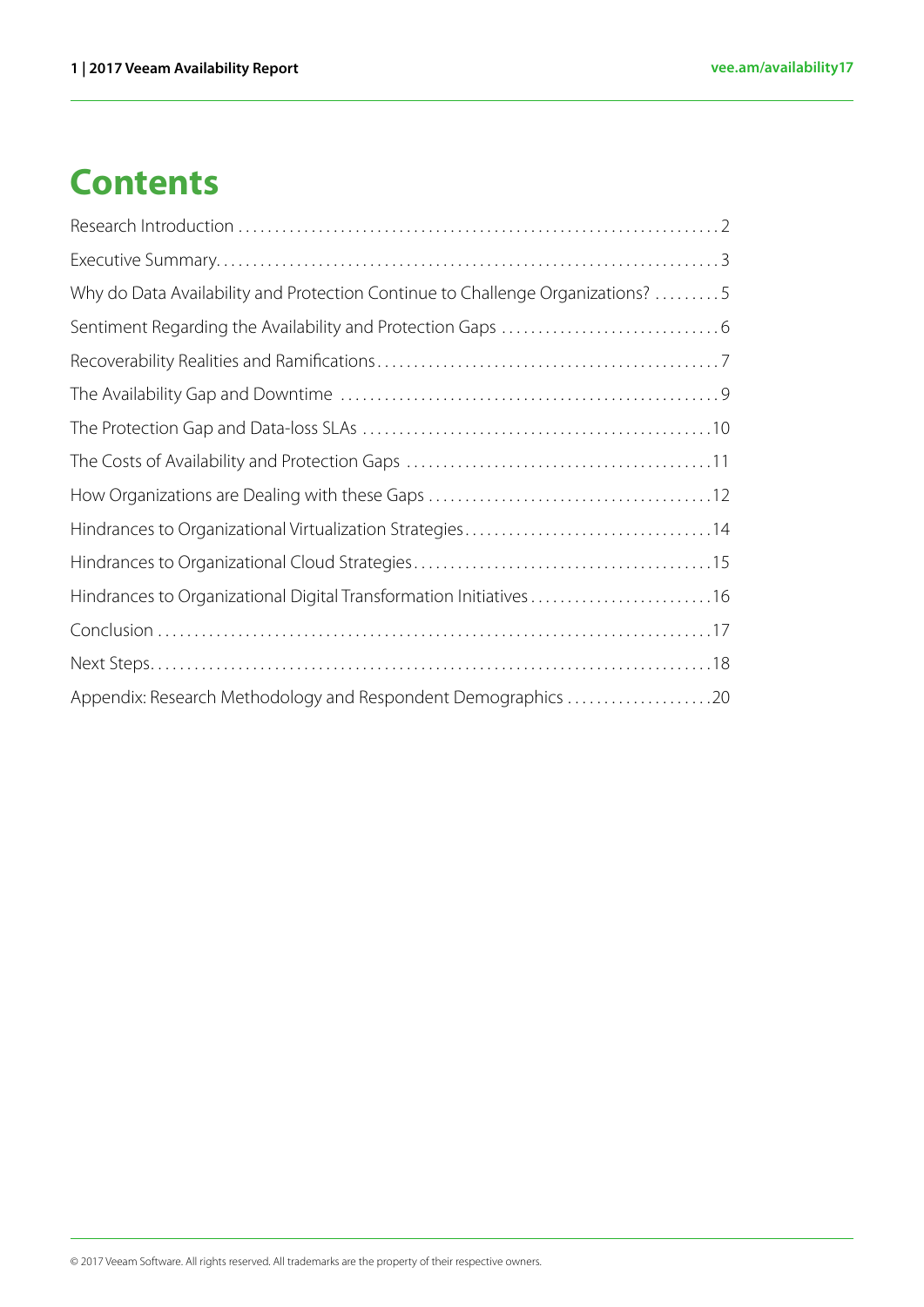# Contents

Research Introduction . . . . . . . . . . . . . . . . . . . . . . . . . . . . . . . . . . . . . . . . . . . . . . . . . . . . . . . . . . . . . . . 2

Executive Summary. . . . . . . . . . . . . . . . . . . . . . . . . . . . . . . . . . . . . . . . . . . . . . . . . . . . . . . . . . . . . . . . . . 3

Why do Data Availability and Protection Continue to Challenge Organizations? . . . . . . . . . 5

Sentiment Regarding the Availability and Protection Gaps . . . . . . . . . . . . . . . . . . . . . . . . . . . . . 6

Recoverability Realities and Ramifications. . . . . . . . . . . . . . . . . . . . . . . . . . . . . . . . . . . . . . . . . . . . . . 7

The Availability Gap and Downtime . . . . . . . . . . . . . . . . . . . . . . . . . . . . . . . . . . . . . . . . . . . . . . . . . . 9

The Protection Gap and Data-loss SLAs . . . . . . . . . . . . . . . . . . . . . . . . . . . . . . . . . . . . . . . . . . . . . . .10

The Costs of Availability and Protection Gaps . . . . . . . . . . . . . . . . . . . . . . . . . . . . . . . . . . . . . . . . .11

How Organizations are Dealing with these Gaps . . . . . . . . . . . . . . . . . . . . . . . . . . . . . . . . . . . . . .12

Hindrances to Organizational Virtualization Strategies. . . . . . . . . . . . . . . . . . . . . . . . . . . . . . . . .14

Hindrances to Organizational Cloud Strategies. . . . . . . . . . . . . . . . . . . . . . . . . . . . . . . . . . . . . . . .15

Hindrances to Organizational Digital Transformation Initiatives . . . . . . . . . . . . . . . . . . . . . . . . .16

Conclusion . . . . . . . . . . . . . . . . . . . . . . . . . . . . . . . . . . . . . . . . . . . . . . . . . . . . . . . . . . . . . . . . . . . . . . . .17

Next Steps. . . . . . . . . . . . . . . . . . . . . . . . . . . . . . . . . . . . . . . . . . . . . . . . . . . . . . . . . . . . . . . . . . . . . . . . .18

Appendix: Research Methodology and Respondent Demographics . . . . . . . . . . . . . . . . . . . .20

© 2017 Veeam Software. All rights reserved. All trademarks are the property of their respective owners.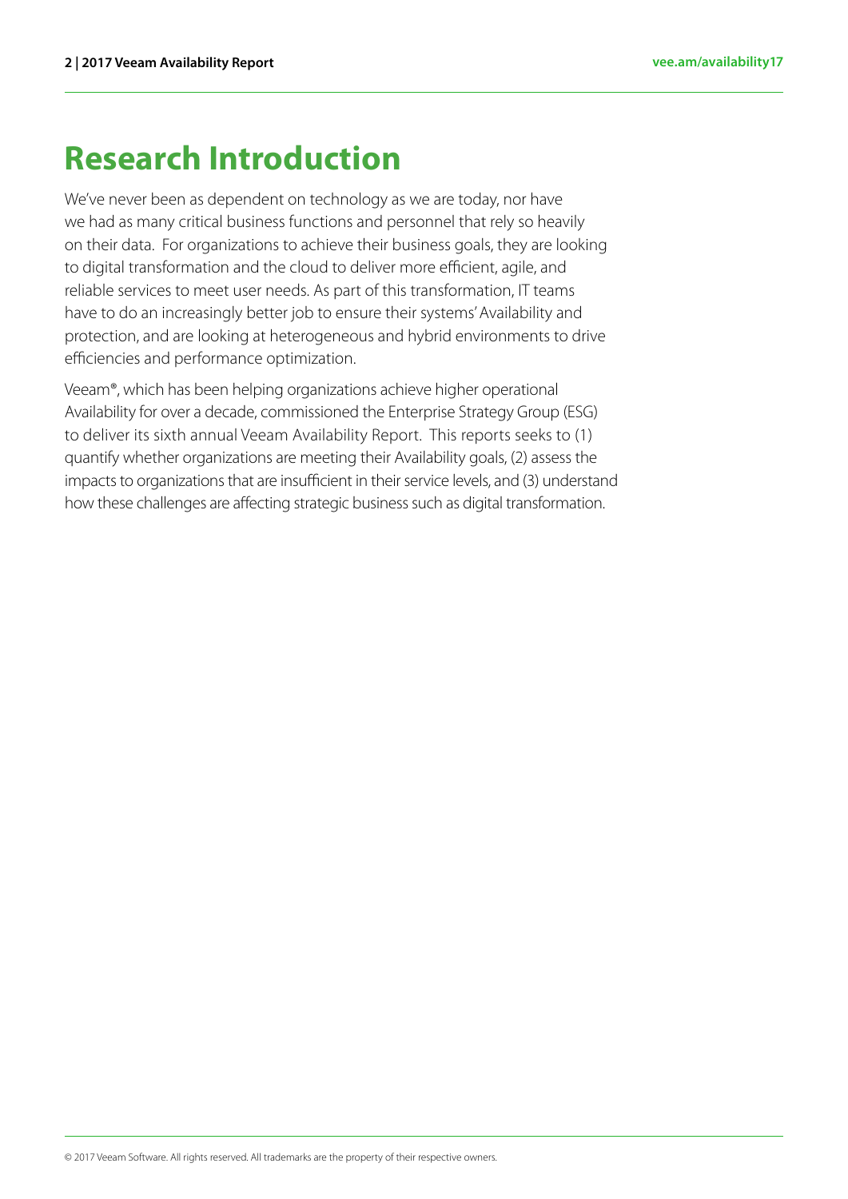# Research Introduction

We've never been as dependent on technology as we are today, nor have we had as many critical business functions and personnel that rely so heavily on their data. For organizations to achieve their business goals, they are looking to digital transformation and the cloud to deliver more efficient, agile, and reliable services to meet user needs. As part of this transformation, IT teams have to do an increasingly better job to ensure their systems' Availability and protection, and are looking at heterogeneous and hybrid environments to drive efficiencies and performance optimization.

Veeam®, which has been helping organizations achieve higher operational Availability for over a decade, commissioned the Enterprise Strategy Group (ESG) to deliver its sixth annual Veeam Availability Report. This reports seeks to (1) quantify whether organizations are meeting their Availability goals, (2) assess the impacts to organizations that are insufficient in their service levels, and (3) understand how these challenges are affecting strategic business such as digital transformation.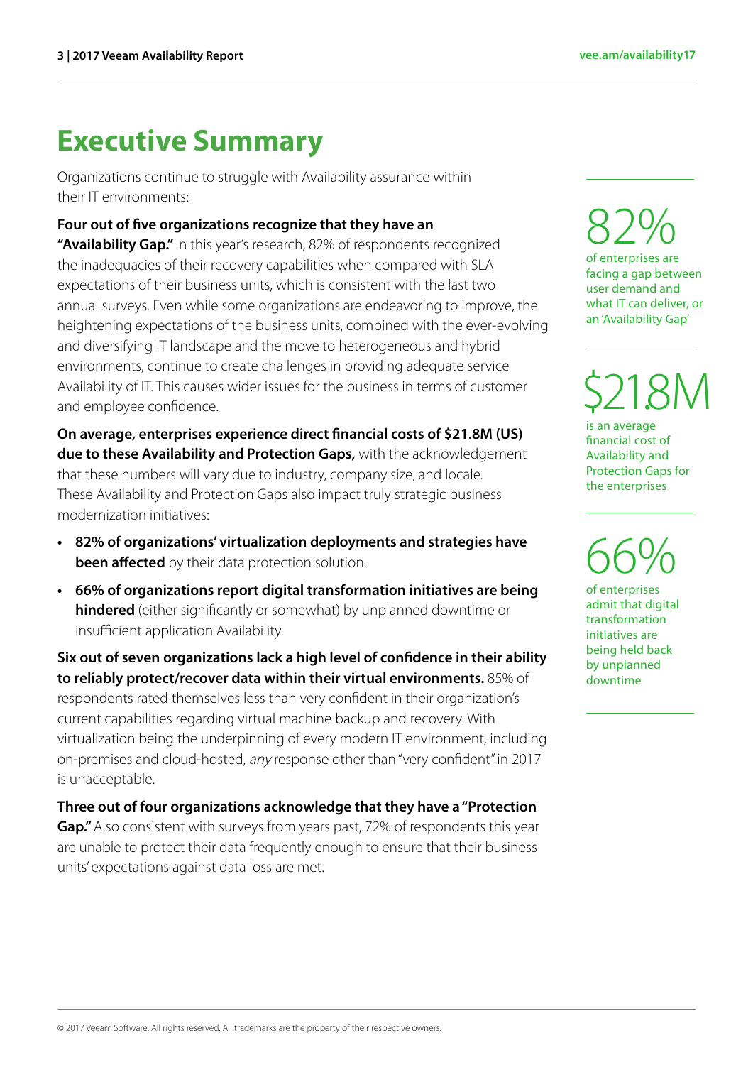# Executive Summary

Organizations continue to struggle with Availability assurance within their IT environments:

**Four out of five organizations recognize that they have an "Availability Gap."** In this year's research, 82% of respondents recognized the inadequacies of their recovery capabilities when compared with SLA expectations of their business units, which is consistent with the last two annual surveys. Even while some organizations are endeavoring to improve, the heightening expectations of the business units, combined with the ever-evolving and diversifying IT landscape and the move to heterogeneous and hybrid environments, continue to create challenges in providing adequate service Availability of IT. This causes wider issues for the business in terms of customer and employee confidence.

**On average, enterprises experience direct financial costs of $21.8M (US) due to these Availability and Protection Gaps,** with the acknowledgement that these numbers will vary due to industry, company size, and locale. These Availability and Protection Gaps also impact truly strategic business modernization initiatives:

- **82% of organizations' virtualization deployments and strategies have been affected** by their data protection solution.
- **66% of organizations report digital transformation initiatives are being hindered** (either significantly or somewhat) by unplanned downtime or insufficient application Availability.

**Six out of seven organizations lack a high level of confidence in their ability to reliably protect/recover data within their virtual environments.** 85% of respondents rated themselves less than very confident in their organization's current capabilities regarding virtual machine backup and recovery. With virtualization being the underpinning of every modern IT environment, including on-premises and cloud-hosted, *any* response other than "very confident" in 2017 is unacceptable.

**Three out of four organizations acknowledge that they have a "Protection Gap."** Also consistent with surveys from years past, 72% of respondents this year are unable to protect their data frequently enough to ensure that their business units' expectations against data loss are met.

82%

of enterprises are facing a gap between user demand and what IT can deliver, or an 'Availability Gap'

$21.8M

is an average financial cost of Availability and Protection Gaps for the enterprises

66%

of enterprises admit that digital transformation initiatives are being held back by unplanned downtime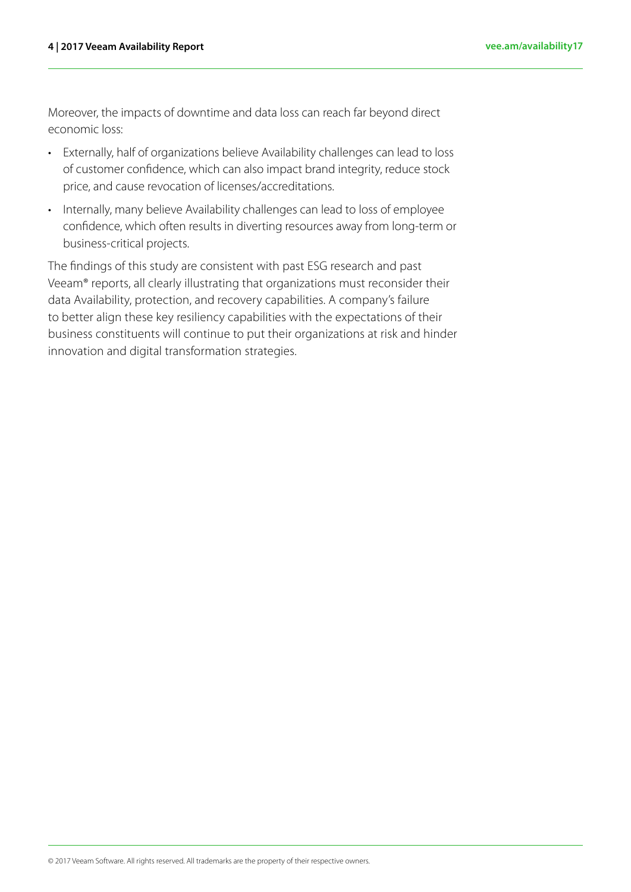Moreover, the impacts of downtime and data loss can reach far beyond direct economic loss:

- Externally, half of organizations believe Availability challenges can lead to loss of customer confidence, which can also impact brand integrity, reduce stock price, and cause revocation of licenses/accreditations.
- Internally, many believe Availability challenges can lead to loss of employee confidence, which often results in diverting resources away from long-term or business-critical projects.

The findings of this study are consistent with past ESG research and past Veeam® reports, all clearly illustrating that organizations must reconsider their data Availability, protection, and recovery capabilities. A company's failure to better align these key resiliency capabilities with the expectations of their business constituents will continue to put their organizations at risk and hinder innovation and digital transformation strategies.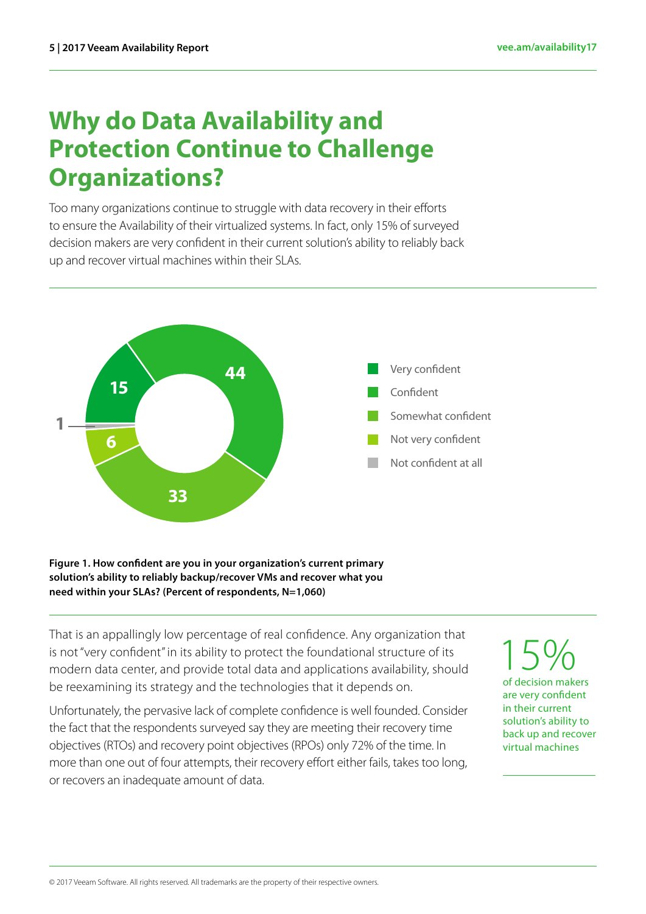# Why do Data Availability and Protection Continue to Challenge Organizations?

Too many organizations continue to struggle with data recovery in their efforts to ensure the Availability of their virtualized systems. In fact, only 15% of surveyed decision makers are very confident in their current solution's ability to reliably back up and recover virtual machines within their SLAs.

| Response | Percent |
|---|---|
| Very confident | 15 |
| Confident | 44 |
| Somewhat confident | 33 |
| Not very confident | 6 |
| Not confident at all | 1 |

**Figure 1. How confident are you in your organization's current primary solution's ability to reliably backup/recover VMs and recover what you need within your SLAs? (Percent of respondents, N=1,060)**

That is an appallingly low percentage of real confidence. Any organization that is not "very confident" in its ability to protect the foundational structure of its modern data center, and provide total data and applications availability, should be reexamining its strategy and the technologies that it depends on.

Unfortunately, the pervasive lack of complete confidence is well founded. Consider the fact that the respondents surveyed say they are meeting their recovery time objectives (RTOs) and recovery point objectives (RPOs) only 72% of the time. In more than one out of four attempts, their recovery effort either fails, takes too long, or recovers an inadequate amount of data.

15%
of decision makers are very confident in their current solution's ability to back up and recover virtual machines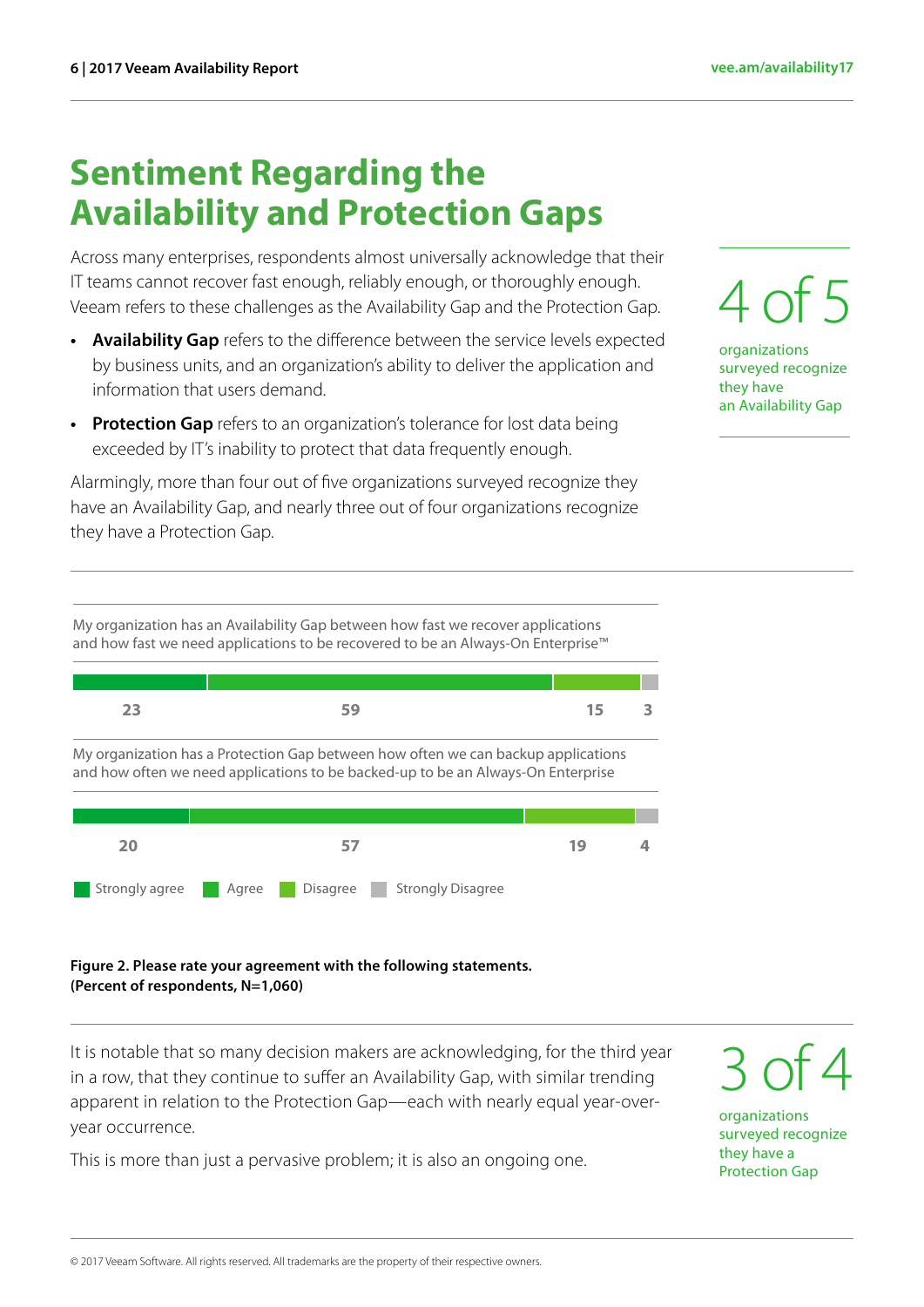# Sentiment Regarding the Availability and Protection Gaps

Across many enterprises, respondents almost universally acknowledge that their IT teams cannot recover fast enough, reliably enough, or thoroughly enough. Veeam refers to these challenges as the Availability Gap and the Protection Gap.

- **Availability Gap** refers to the difference between the service levels expected by business units, and an organization's ability to deliver the application and information that users demand.
- **Protection Gap** refers to an organization's tolerance for lost data being exceeded by IT's inability to protect that data frequently enough.

Alarmingly, more than four out of five organizations surveyed recognize they have an Availability Gap, and nearly three out of four organizations recognize they have a Protection Gap.

4 of 5

organizations surveyed recognize they have an Availability Gap

| Statement | Strongly agree | Agree | Disagree | Strongly Disagree |
|---|---|---|---|---|
| My organization has an Availability Gap between how fast we recover applications and how fast we need applications to be recovered to be an Always-On Enterprise™ | 23 | 59 | 15 | 3 |
| My organization has a Protection Gap between how often we can backup applications and how often we need applications to be backed-up to be an Always-On Enterprise | 20 | 57 | 19 | 4 |

**Figure 2. Please rate your agreement with the following statements. (Percent of respondents, N=1,060)**

It is notable that so many decision makers are acknowledging, for the third year in a row, that they continue to suffer an Availability Gap, with similar trending apparent in relation to the Protection Gap—each with nearly equal year-over-year occurrence.

This is more than just a pervasive problem; it is also an ongoing one.

3 of 4

organizations surveyed recognize they have a Protection Gap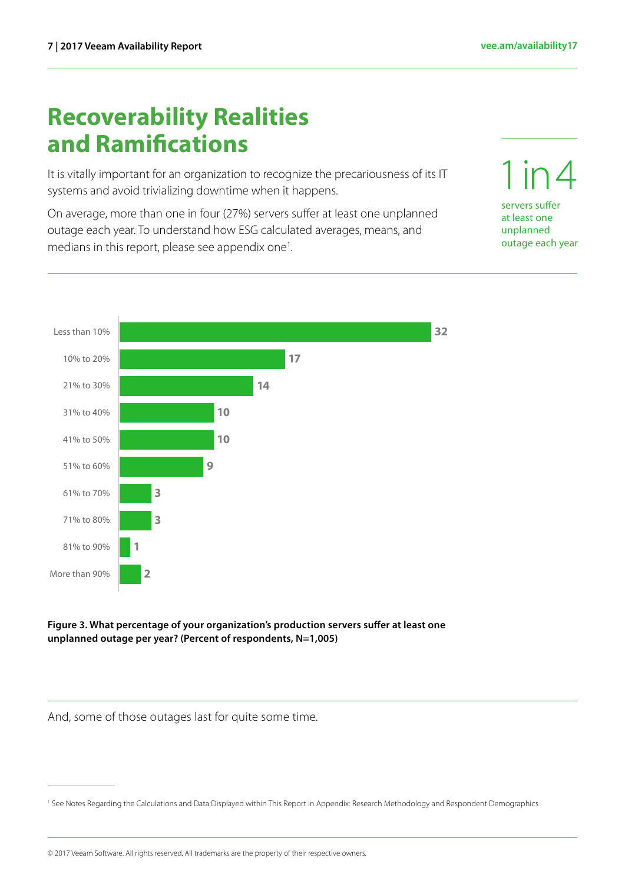# Recoverability Realities and Ramifications

It is vitally important for an organization to recognize the precariousness of its IT systems and avoid trivializing downtime when it happens.

On average, more than one in four (27%) servers suffer at least one unplanned outage each year. To understand how ESG calculated averages, means, and medians in this report, please see appendix one[1].

**1 in 4**

servers suffer at least one unplanned outage each year

| Percentage of production servers | Percent of respondents |
|---|---|
| Less than 10% | 32 |
| 10% to 20% | 17 |
| 21% to 30% | 14 |
| 31% to 40% | 10 |
| 41% to 50% | 10 |
| 51% to 60% | 9 |
| 61% to 70% | 3 |
| 71% to 80% | 3 |
| 81% to 90% | 1 |
| More than 90% | 2 |

**Figure 3. What percentage of your organization's production servers suffer at least one unplanned outage per year? (Percent of respondents, N=1,005)**

And, some of those outages last for quite some time.

[1] See Notes Regarding the Calculations and Data Displayed within This Report in Appendix: Research Methodology and Respondent Demographics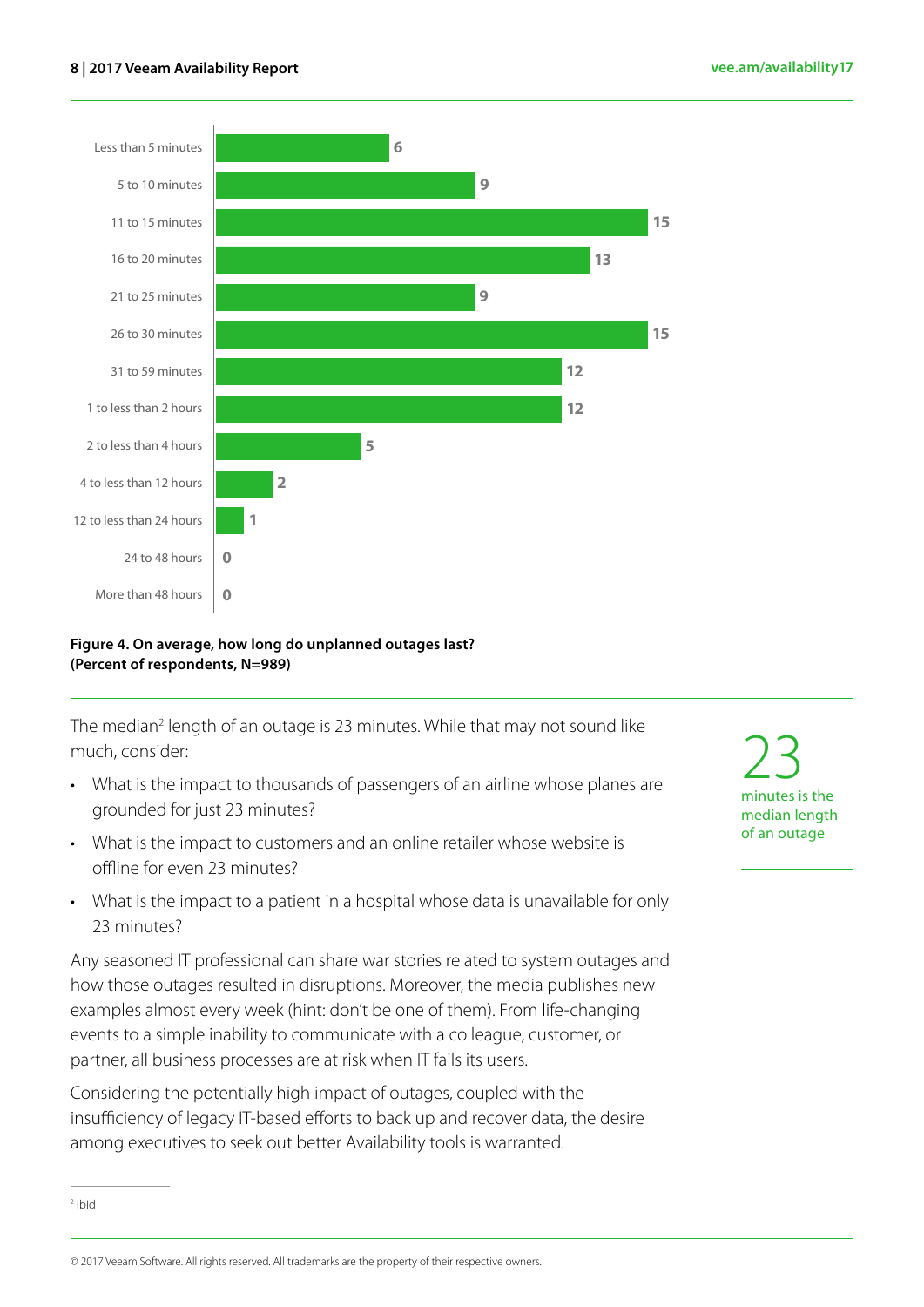| Duration | Percent |
| --- | --- |
| Less than 5 minutes | 6 |
| 5 to 10 minutes | 9 |
| 11 to 15 minutes | 15 |
| 16 to 20 minutes | 13 |
| 21 to 25 minutes | 9 |
| 26 to 30 minutes | 15 |
| 31 to 59 minutes | 12 |
| 1 to less than 2 hours | 12 |
| 2 to less than 4 hours | 5 |
| 4 to less than 12 hours | 2 |
| 12 to less than 24 hours | 1 |
| 24 to 48 hours | 0 |
| More than 48 hours | 0 |

**Figure 4. On average, how long do unplanned outages last? (Percent of respondents, N=989)**

The median[2] length of an outage is 23 minutes. While that may not sound like much, consider:

- What is the impact to thousands of passengers of an airline whose planes are grounded for just 23 minutes?
- What is the impact to customers and an online retailer whose website is offline for even 23 minutes?
- What is the impact to a patient in a hospital whose data is unavailable for only 23 minutes?

Any seasoned IT professional can share war stories related to system outages and how those outages resulted in disruptions. Moreover, the media publishes new examples almost every week (hint: don't be one of them). From life-changing events to a simple inability to communicate with a colleague, customer, or partner, all business processes are at risk when IT fails its users.

Considering the potentially high impact of outages, coupled with the insufficiency of legacy IT-based efforts to back up and recover data, the desire among executives to seek out better Availability tools is warranted.

23
minutes is the median length of an outage

[2] Ibid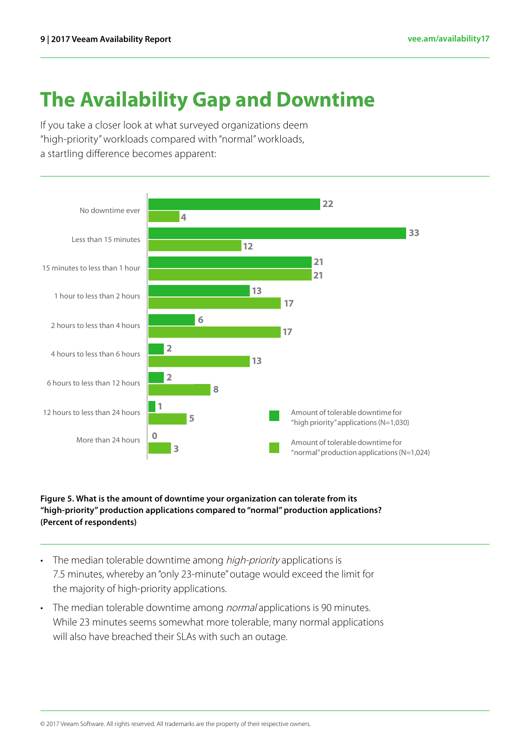# The Availability Gap and Downtime

If you take a closer look at what surveyed organizations deem "high-priority" workloads compared with "normal" workloads, a startling difference becomes apparent:

| | Amount of tolerable downtime for "high priority" applications (N=1,030) | Amount of tolerable downtime for "normal" production applications (N=1,024) |
|---|---|---|
| No downtime ever | 22 | 4 |
| Less than 15 minutes | 33 | 12 |
| 15 minutes to less than 1 hour | 21 | 21 |
| 1 hour to less than 2 hours | 13 | 17 |
| 2 hours to less than 4 hours | 6 | 17 |
| 4 hours to less than 6 hours | 2 | 13 |
| 6 hours to less than 12 hours | 2 | 8 |
| 12 hours to less than 24 hours | 1 | 5 |
| More than 24 hours | 0 | 3 |

**Figure 5. What is the amount of downtime your organization can tolerate from its "high-priority" production applications compared to "normal" production applications? (Percent of respondents)**

- The median tolerable downtime among *high-priority* applications is 7.5 minutes, whereby an "only 23-minute" outage would exceed the limit for the majority of high-priority applications.
- The median tolerable downtime among *normal* applications is 90 minutes. While 23 minutes seems somewhat more tolerable, many normal applications will also have breached their SLAs with such an outage.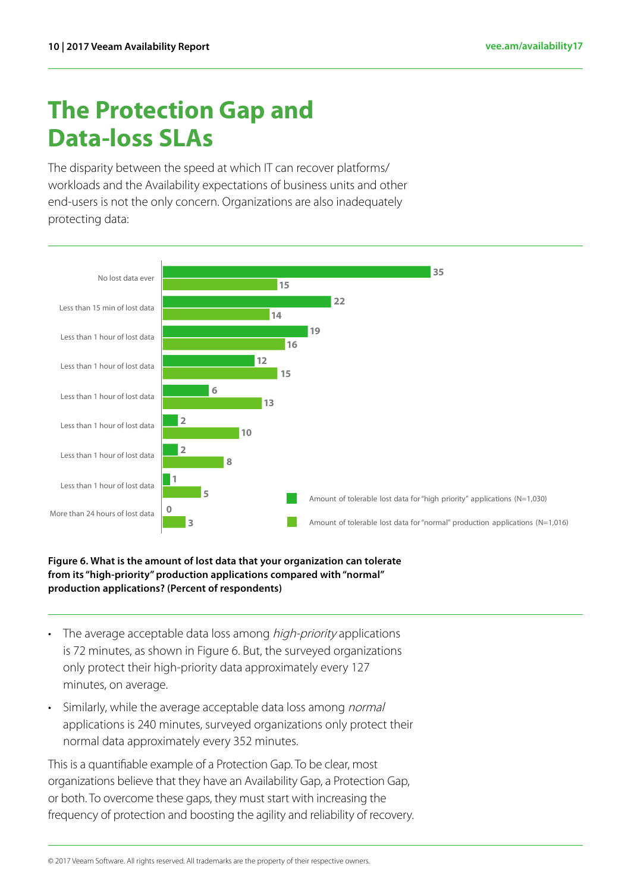# The Protection Gap and Data-loss SLAs

The disparity between the speed at which IT can recover platforms/ workloads and the Availability expectations of business units and other end-users is not the only concern. Organizations are also inadequately protecting data:

| | Amount of tolerable lost data for "high priority" applications (N=1,030) | Amount of tolerable lost data for "normal" production applications (N=1,016) |
|---|---|---|
| No lost data ever | 35 | 15 |
| Less than 15 min of lost data | 22 | 14 |
| Less than 1 hour of lost data | 19 | 16 |
| Less than 1 hour of lost data | 12 | 15 |
| Less than 1 hour of lost data | 6 | 13 |
| Less than 1 hour of lost data | 2 | 10 |
| Less than 1 hour of lost data | 2 | 8 |
| Less than 1 hour of lost data | 1 | 5 |
| More than 24 hours of lost data | 0 | 3 |

**Figure 6. What is the amount of lost data that your organization can tolerate from its "high-priority" production applications compared with "normal" production applications? (Percent of respondents)**

- The average acceptable data loss among *high-priority* applications is 72 minutes, as shown in Figure 6. But, the surveyed organizations only protect their high-priority data approximately every 127 minutes, on average.
- Similarly, while the average acceptable data loss among *normal* applications is 240 minutes, surveyed organizations only protect their normal data approximately every 352 minutes.

This is a quantifiable example of a Protection Gap. To be clear, most organizations believe that they have an Availability Gap, a Protection Gap, or both. To overcome these gaps, they must start with increasing the frequency of protection and boosting the agility and reliability of recovery.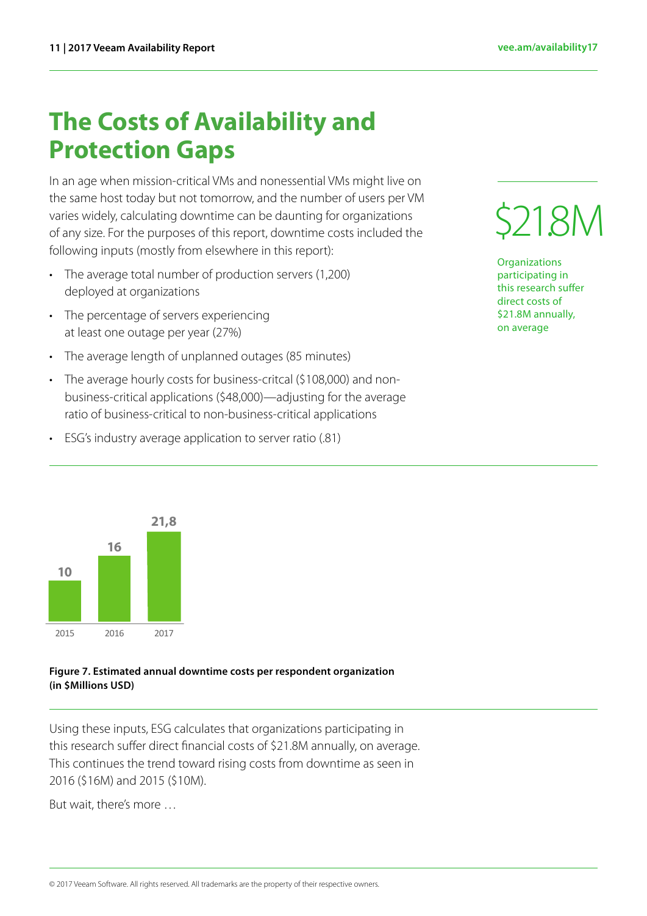# The Costs of Availability and Protection Gaps

In an age when mission-critical VMs and nonessential VMs might live on the same host today but not tomorrow, and the number of users per VM varies widely, calculating downtime can be daunting for organizations of any size. For the purposes of this report, downtime costs included the following inputs (mostly from elsewhere in this report):

- The average total number of production servers (1,200) deployed at organizations
- The percentage of servers experiencing at least one outage per year (27%)
- The average length of unplanned outages (85 minutes)
- The average hourly costs for business-critcal ($108,000) and non-business-critical applications ($48,000)—adjusting for the average ratio of business-critical to non-business-critical applications
- ESG's industry average application to server ratio (.81)

$21.8M

Organizations participating in this research suffer direct costs of $21.8M annually, on average

| Year | Cost ($M) |
|---|---|
| 2015 | 10 |
| 2016 | 16 |
| 2017 | 21,8 |

**Figure 7. Estimated annual downtime costs per respondent organization (in $Millions USD)**

Using these inputs, ESG calculates that organizations participating in this research suffer direct financial costs of $21.8M annually, on average. This continues the trend toward rising costs from downtime as seen in 2016 ($16M) and 2015 ($10M).

But wait, there's more …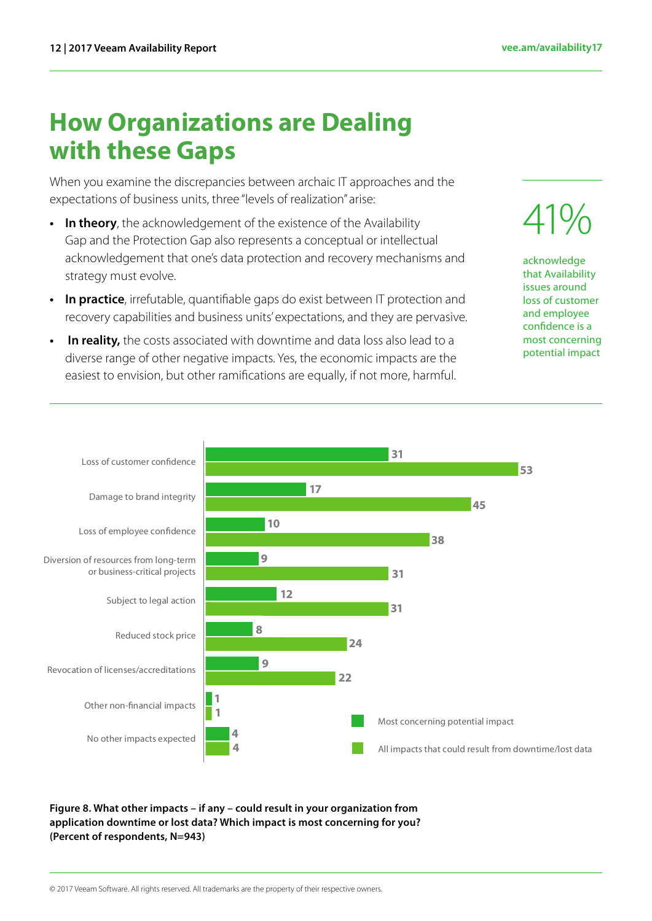# How Organizations are Dealing with these Gaps

When you examine the discrepancies between archaic IT approaches and the expectations of business units, three "levels of realization" arise:

- **In theory**, the acknowledgement of the existence of the Availability Gap and the Protection Gap also represents a conceptual or intellectual acknowledgement that one's data protection and recovery mechanisms and strategy must evolve.
- **In practice**, irrefutable, quantifiable gaps do exist between IT protection and recovery capabilities and business units' expectations, and they are pervasive.
- **In reality,** the costs associated with downtime and data loss also lead to a diverse range of other negative impacts. Yes, the economic impacts are the easiest to envision, but other ramifications are equally, if not more, harmful.

41%

acknowledge that Availability issues around loss of customer and employee confidence is a most concerning potential impact

| Impact | Most concerning potential impact | All impacts that could result from downtime/lost data |
|---|---|---|
| Loss of customer confidence | 31 | 53 |
| Damage to brand integrity | 17 | 45 |
| Loss of employee confidence | 10 | 38 |
| Diversion of resources from long-term or business-critical projects | 9 | 31 |
| Subject to legal action | 12 | 31 |
| Reduced stock price | 8 | 24 |
| Revocation of licenses/accreditations | 9 | 22 |
| Other non-financial impacts | 1 | 1 |
| No other impacts expected | 4 | 4 |

**Figure 8. What other impacts – if any – could result in your organization from application downtime or lost data? Which impact is most concerning for you? (Percent of respondents, N=943)**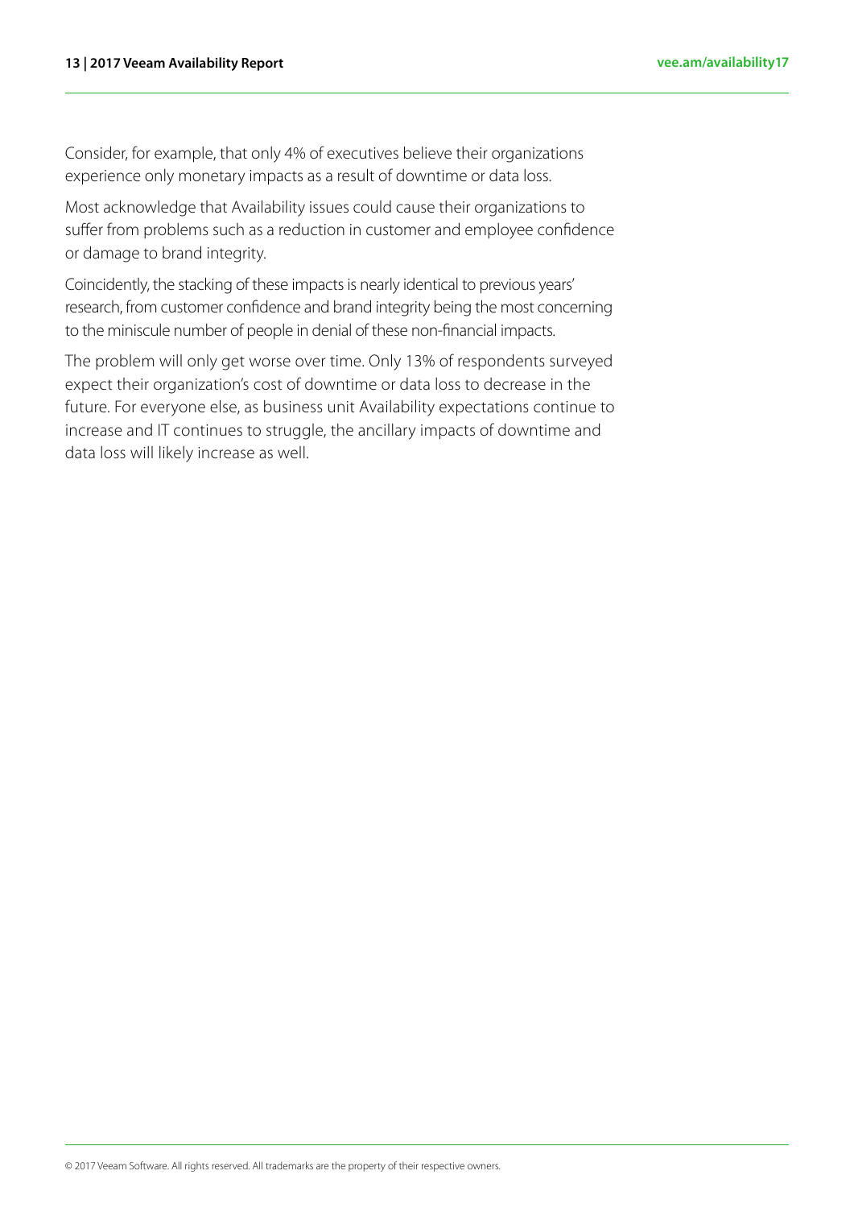Consider, for example, that only 4% of executives believe their organizations experience only monetary impacts as a result of downtime or data loss.

Most acknowledge that Availability issues could cause their organizations to suffer from problems such as a reduction in customer and employee confidence or damage to brand integrity.

Coincidently, the stacking of these impacts is nearly identical to previous years' research, from customer confidence and brand integrity being the most concerning to the miniscule number of people in denial of these non-financial impacts.

The problem will only get worse over time. Only 13% of respondents surveyed expect their organization's cost of downtime or data loss to decrease in the future. For everyone else, as business unit Availability expectations continue to increase and IT continues to struggle, the ancillary impacts of downtime and data loss will likely increase as well.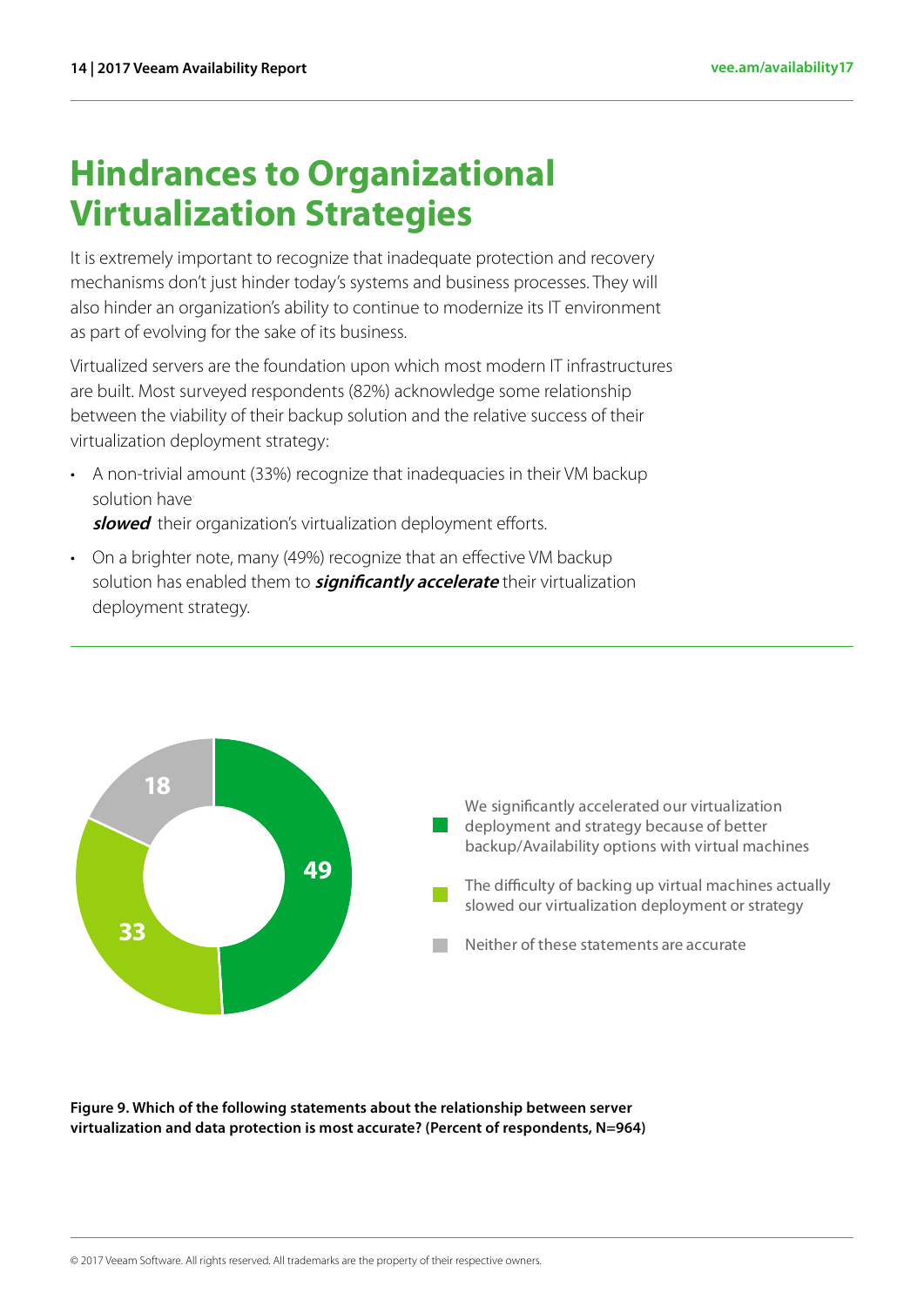# Hindrances to Organizational Virtualization Strategies

It is extremely important to recognize that inadequate protection and recovery mechanisms don't just hinder today's systems and business processes. They will also hinder an organization's ability to continue to modernize its IT environment as part of evolving for the sake of its business.

Virtualized servers are the foundation upon which most modern IT infrastructures are built. Most surveyed respondents (82%) acknowledge some relationship between the viability of their backup solution and the relative success of their virtualization deployment strategy:

- A non-trivial amount (33%) recognize that inadequacies in their VM backup solution have ***slowed*** their organization's virtualization deployment efforts.
- On a brighter note, many (49%) recognize that an effective VM backup solution has enabled them to ***significantly accelerate*** their virtualization deployment strategy.

| Statement | Percent of respondents |
| --- | --- |
| We significantly accelerated our virtualization deployment and strategy because of better backup/Availability options with virtual machines | 49 |
| The difficulty of backing up virtual machines actually slowed our virtualization deployment or strategy | 33 |
| Neither of these statements are accurate | 18 |

**Figure 9. Which of the following statements about the relationship between server virtualization and data protection is most accurate? (Percent of respondents, N=964)**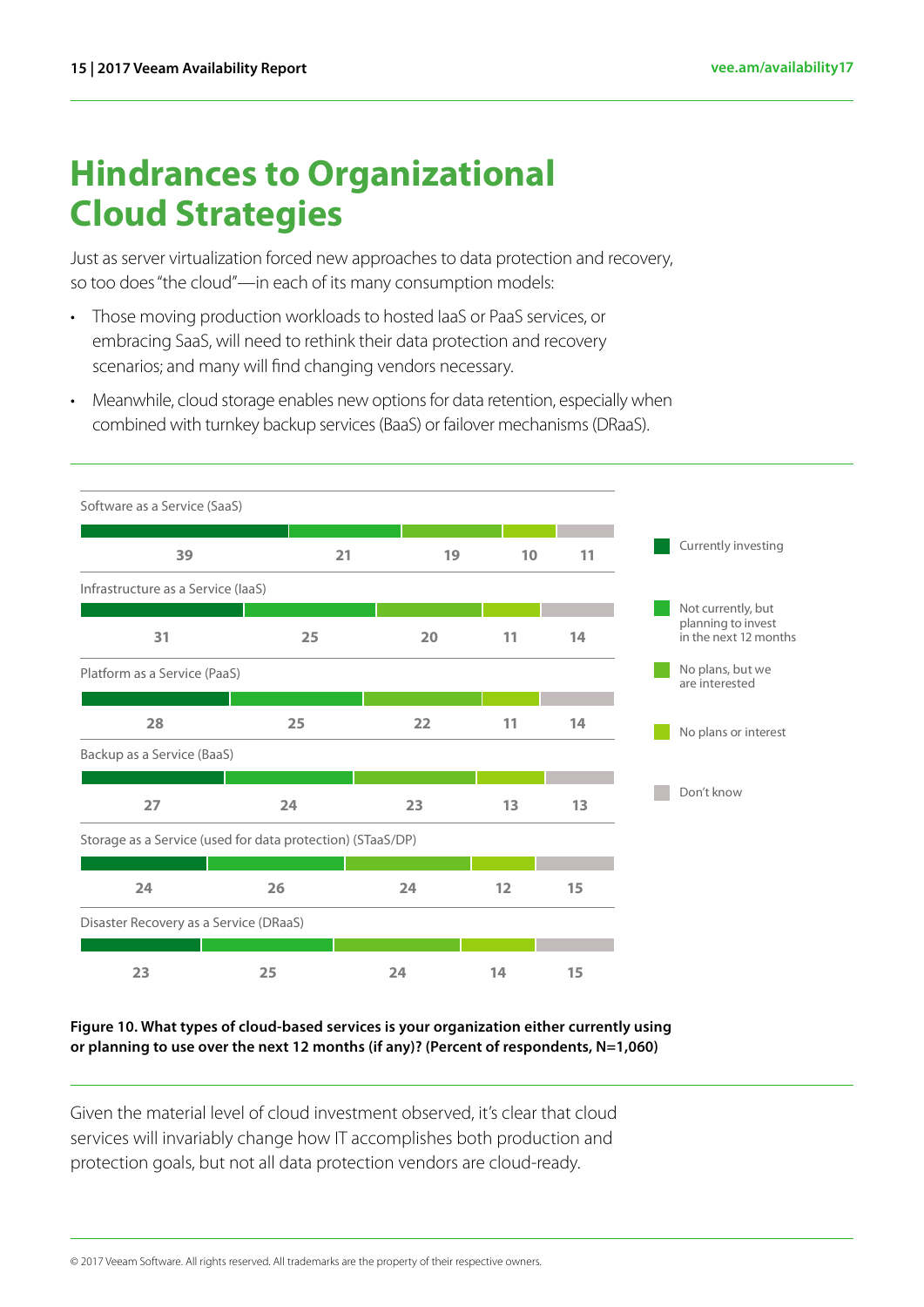# Hindrances to Organizational Cloud Strategies

Just as server virtualization forced new approaches to data protection and recovery, so too does "the cloud"—in each of its many consumption models:

- Those moving production workloads to hosted IaaS or PaaS services, or embracing SaaS, will need to rethink their data protection and recovery scenarios; and many will find changing vendors necessary.
- Meanwhile, cloud storage enables new options for data retention, especially when combined with turnkey backup services (BaaS) or failover mechanisms (DRaaS).

| | Currently investing | Not currently, but planning to invest in the next 12 months | No plans, but we are interested | No plans or interest | Don't know |
|---|---|---|---|---|---|
| Software as a Service (SaaS) | 39 | 21 | 19 | 10 | 11 |
| Infrastructure as a Service (IaaS) | 31 | 25 | 20 | 11 | 14 |
| Platform as a Service (PaaS) | 28 | 25 | 22 | 11 | 14 |
| Backup as a Service (BaaS) | 27 | 24 | 23 | 13 | 13 |
| Storage as a Service (used for data protection) (STaaS/DP) | 24 | 26 | 24 | 12 | 15 |
| Disaster Recovery as a Service (DRaaS) | 23 | 25 | 24 | 14 | 15 |

**Figure 10. What types of cloud-based services is your organization either currently using or planning to use over the next 12 months (if any)? (Percent of respondents, N=1,060)**

Given the material level of cloud investment observed, it's clear that cloud services will invariably change how IT accomplishes both production and protection goals, but not all data protection vendors are cloud-ready.

© 2017 Veeam Software. All rights reserved. All trademarks are the property of their respective owners.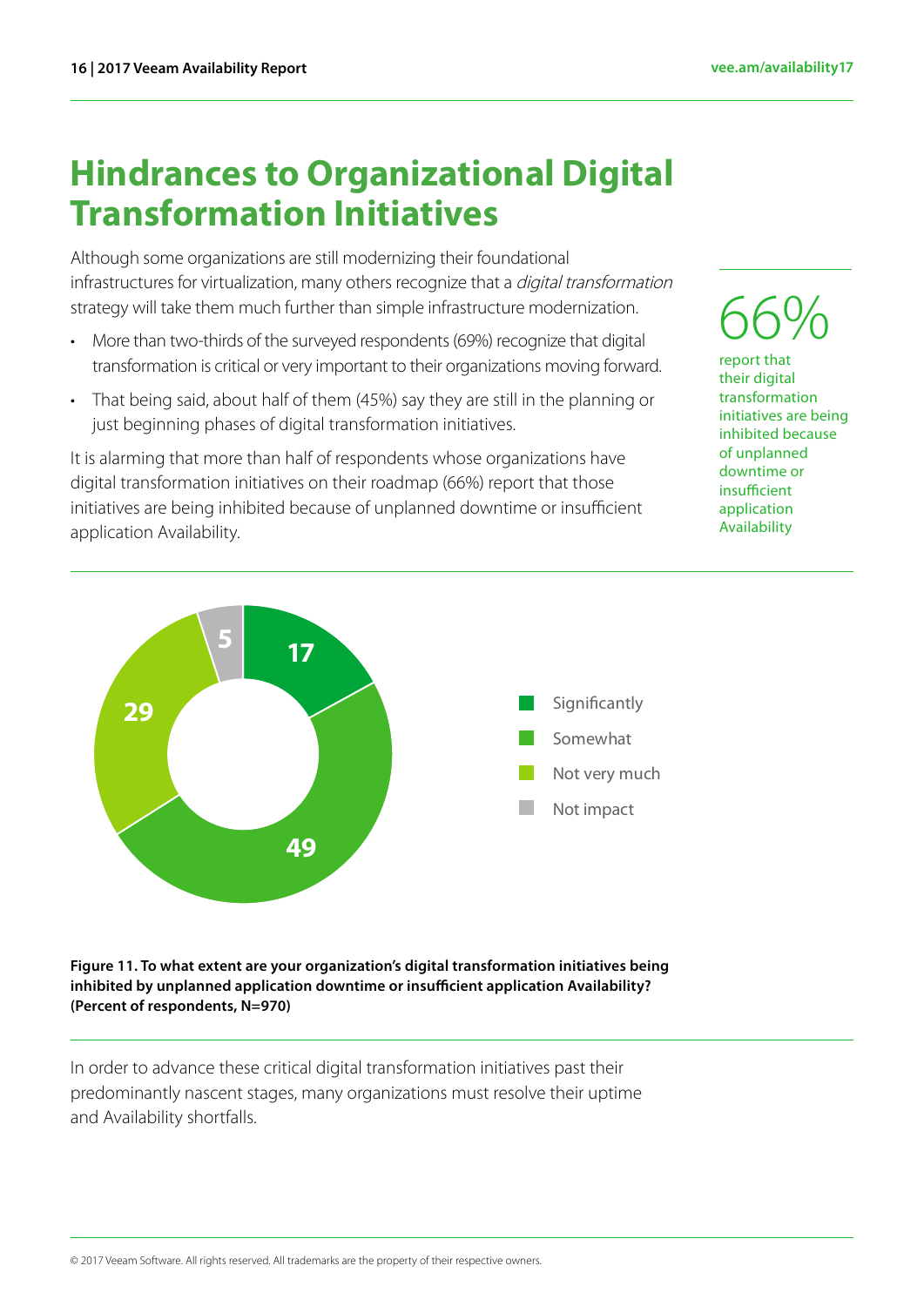# Hindrances to Organizational Digital Transformation Initiatives

Although some organizations are still modernizing their foundational infrastructures for virtualization, many others recognize that a *digital transformation* strategy will take them much further than simple infrastructure modernization.

- More than two-thirds of the surveyed respondents (69%) recognize that digital transformation is critical or very important to their organizations moving forward.
- That being said, about half of them (45%) say they are still in the planning or just beginning phases of digital transformation initiatives.

It is alarming that more than half of respondents whose organizations have digital transformation initiatives on their roadmap (66%) report that those initiatives are being inhibited because of unplanned downtime or insufficient application Availability.

66%

report that their digital transformation initiatives are being inhibited because of unplanned downtime or insufficient application Availability

| Response | Percent |
|---|---|
| Significantly | 17 |
| Somewhat | 49 |
| Not very much | 29 |
| Not impact | 5 |

**Figure 11. To what extent are your organization's digital transformation initiatives being inhibited by unplanned application downtime or insufficient application Availability? (Percent of respondents, N=970)**

In order to advance these critical digital transformation initiatives past their predominantly nascent stages, many organizations must resolve their uptime and Availability shortfalls.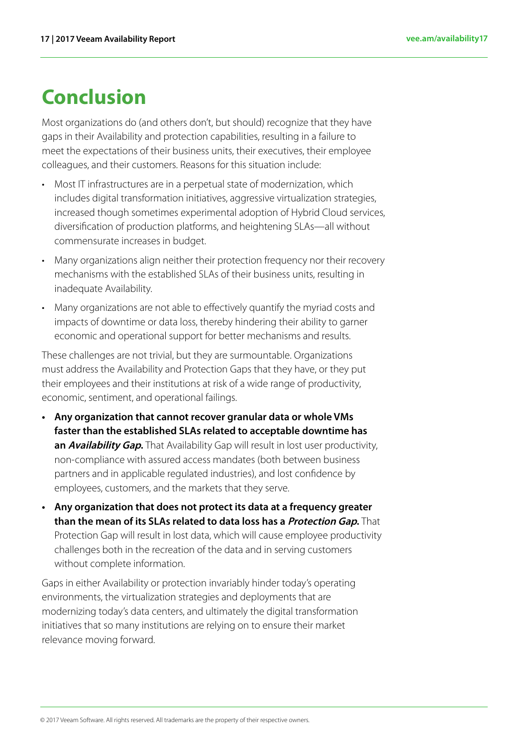# Conclusion

Most organizations do (and others don't, but should) recognize that they have gaps in their Availability and protection capabilities, resulting in a failure to meet the expectations of their business units, their executives, their employee colleagues, and their customers. Reasons for this situation include:

- Most IT infrastructures are in a perpetual state of modernization, which includes digital transformation initiatives, aggressive virtualization strategies, increased though sometimes experimental adoption of Hybrid Cloud services, diversification of production platforms, and heightening SLAs—all without commensurate increases in budget.
- Many organizations align neither their protection frequency nor their recovery mechanisms with the established SLAs of their business units, resulting in inadequate Availability.
- Many organizations are not able to effectively quantify the myriad costs and impacts of downtime or data loss, thereby hindering their ability to garner economic and operational support for better mechanisms and results.

These challenges are not trivial, but they are surmountable. Organizations must address the Availability and Protection Gaps that they have, or they put their employees and their institutions at risk of a wide range of productivity, economic, sentiment, and operational failings.

- **Any organization that cannot recover granular data or whole VMs faster than the established SLAs related to acceptable downtime has an *Availability Gap*.** That Availability Gap will result in lost user productivity, non-compliance with assured access mandates (both between business partners and in applicable regulated industries), and lost confidence by employees, customers, and the markets that they serve.
- **Any organization that does not protect its data at a frequency greater than the mean of its SLAs related to data loss has a *Protection Gap*.** That Protection Gap will result in lost data, which will cause employee productivity challenges both in the recreation of the data and in serving customers without complete information.

Gaps in either Availability or protection invariably hinder today's operating environments, the virtualization strategies and deployments that are modernizing today's data centers, and ultimately the digital transformation initiatives that so many institutions are relying on to ensure their market relevance moving forward.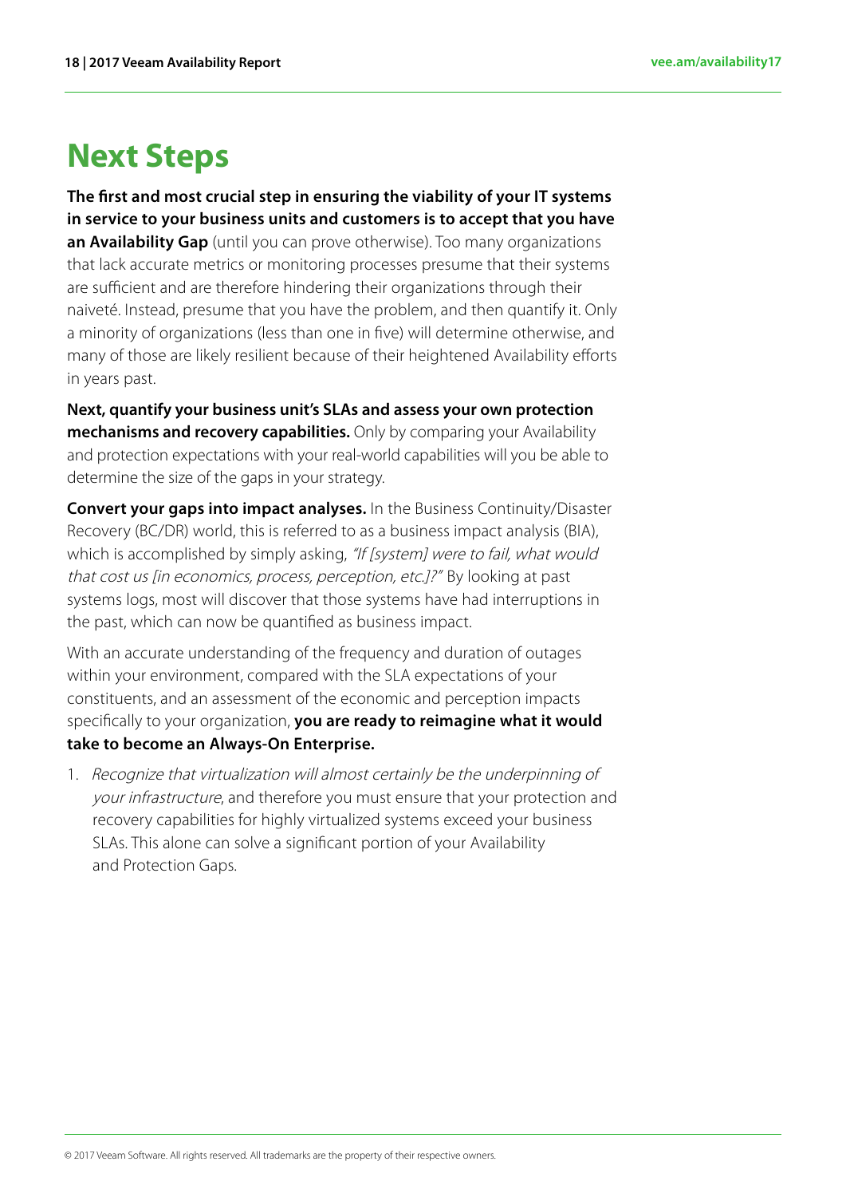# Next Steps

**The first and most crucial step in ensuring the viability of your IT systems in service to your business units and customers is to accept that you have an Availability Gap** (until you can prove otherwise). Too many organizations that lack accurate metrics or monitoring processes presume that their systems are sufficient and are therefore hindering their organizations through their naiveté. Instead, presume that you have the problem, and then quantify it. Only a minority of organizations (less than one in five) will determine otherwise, and many of those are likely resilient because of their heightened Availability efforts in years past.

**Next, quantify your business unit's SLAs and assess your own protection mechanisms and recovery capabilities.** Only by comparing your Availability and protection expectations with your real-world capabilities will you be able to determine the size of the gaps in your strategy.

**Convert your gaps into impact analyses.** In the Business Continuity/Disaster Recovery (BC/DR) world, this is referred to as a business impact analysis (BIA), which is accomplished by simply asking, *"If [system] were to fail, what would that cost us [in economics, process, perception, etc.]?"* By looking at past systems logs, most will discover that those systems have had interruptions in the past, which can now be quantified as business impact.

With an accurate understanding of the frequency and duration of outages within your environment, compared with the SLA expectations of your constituents, and an assessment of the economic and perception impacts specifically to your organization, **you are ready to reimagine what it would take to become an Always-On Enterprise.**

1. *Recognize that virtualization will almost certainly be the underpinning of your infrastructure*, and therefore you must ensure that your protection and recovery capabilities for highly virtualized systems exceed your business SLAs. This alone can solve a significant portion of your Availability and Protection Gaps.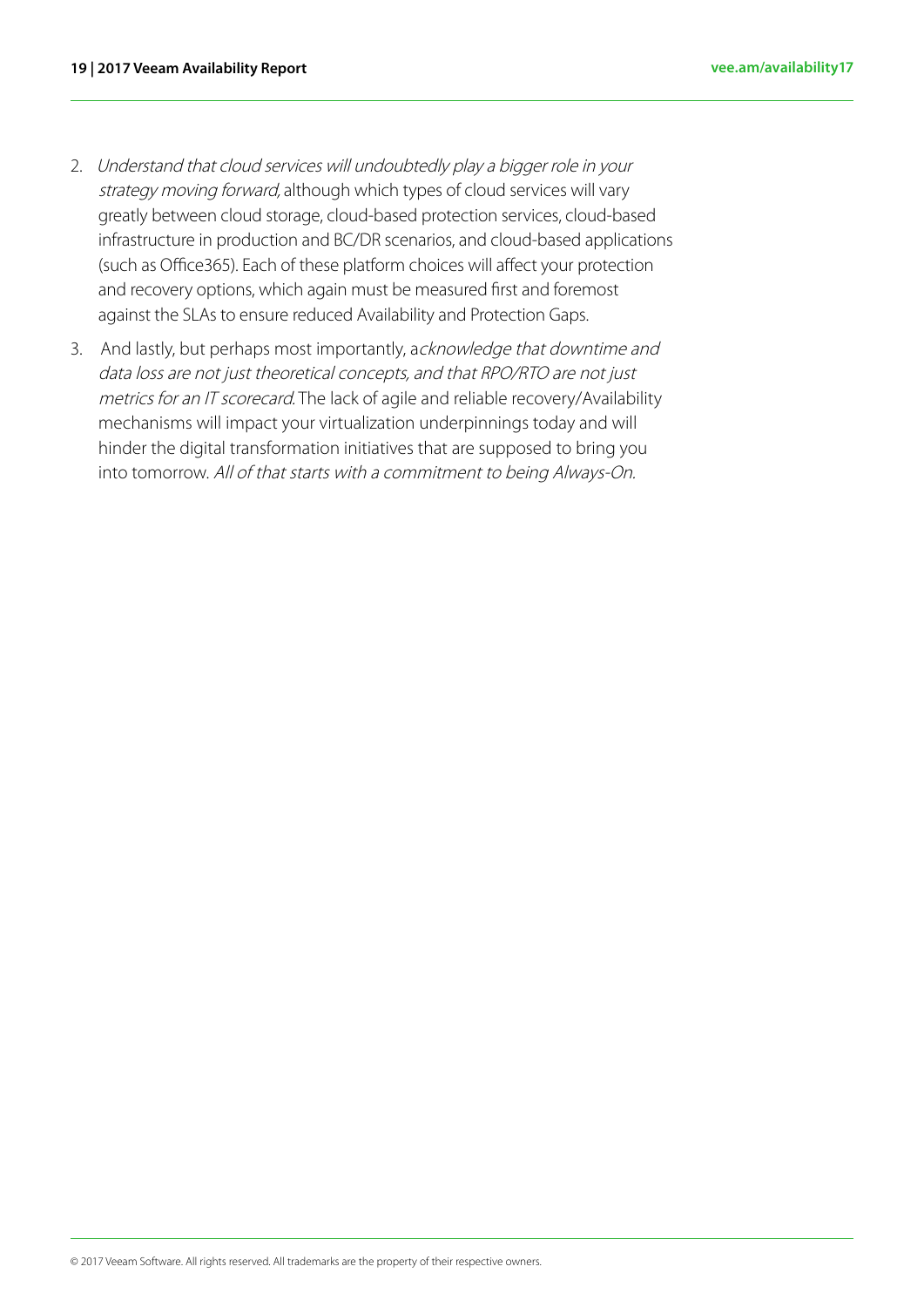2. *Understand that cloud services will undoubtedly play a bigger role in your strategy moving forward,* although which types of cloud services will vary greatly between cloud storage, cloud-based protection services, cloud-based infrastructure in production and BC/DR scenarios, and cloud-based applications (such as Office365). Each of these platform choices will affect your protection and recovery options, which again must be measured first and foremost against the SLAs to ensure reduced Availability and Protection Gaps.

3. And lastly, but perhaps most importantly, a*cknowledge that downtime and data loss are not just theoretical concepts, and that RPO/RTO are not just metrics for an IT scorecard.* The lack of agile and reliable recovery/Availability mechanisms will impact your virtualization underpinnings today and will hinder the digital transformation initiatives that are supposed to bring you into tomorrow. *All of that starts with a commitment to being Always-On.*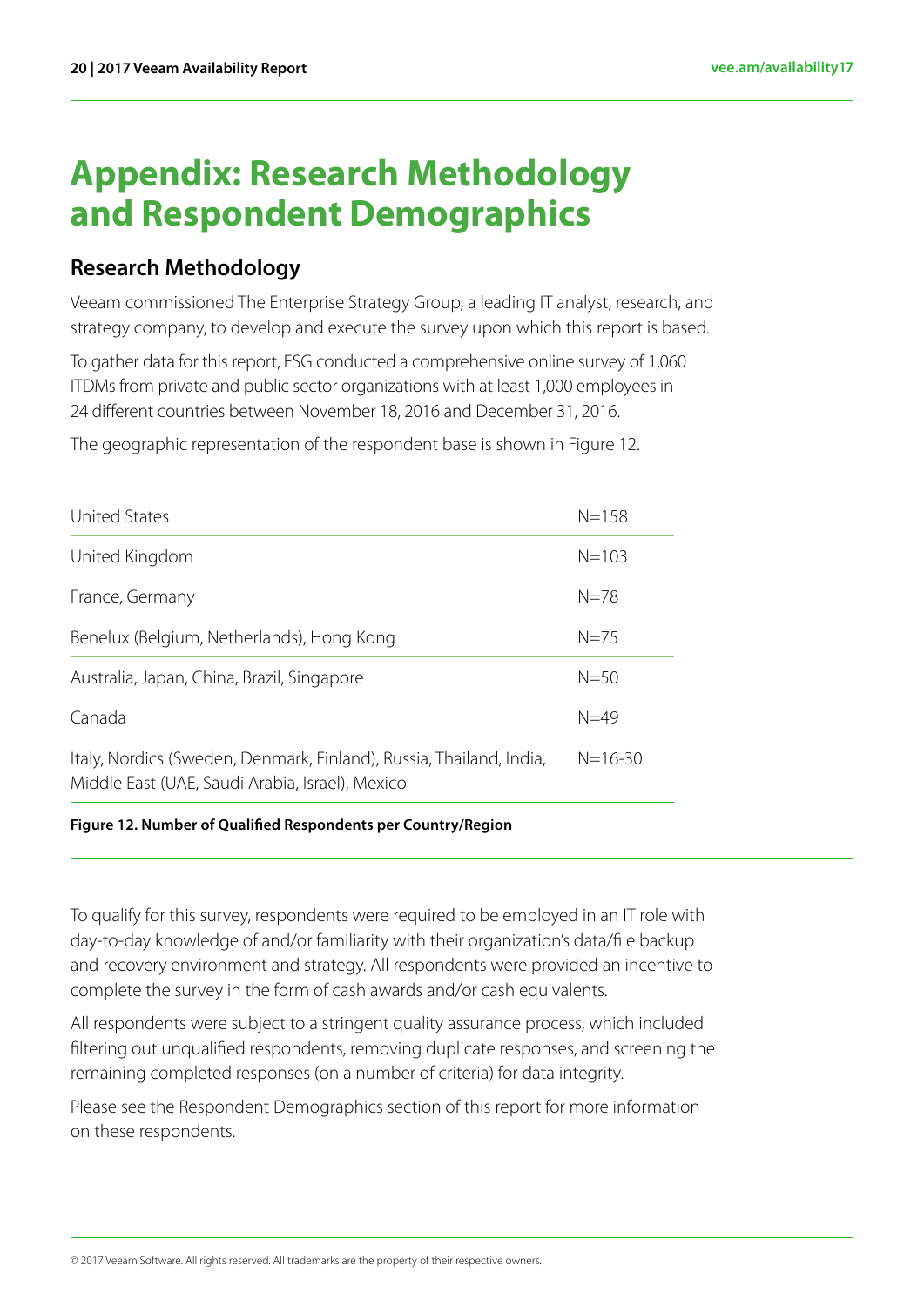# Appendix: Research Methodology and Respondent Demographics

## Research Methodology

Veeam commissioned The Enterprise Strategy Group, a leading IT analyst, research, and strategy company, to develop and execute the survey upon which this report is based.

To gather data for this report, ESG conducted a comprehensive online survey of 1,060 ITDMs from private and public sector organizations with at least 1,000 employees in 24 different countries between November 18, 2016 and December 31, 2016.

The geographic representation of the respondent base is shown in Figure 12.

| Country/Region | Respondents |
|---|---|
| United States | N=158 |
| United Kingdom | N=103 |
| France, Germany | N=78 |
| Benelux (Belgium, Netherlands), Hong Kong | N=75 |
| Australia, Japan, China, Brazil, Singapore | N=50 |
| Canada | N=49 |
| Italy, Nordics (Sweden, Denmark, Finland), Russia, Thailand, India, Middle East (UAE, Saudi Arabia, Israel), Mexico | N=16-30 |

**Figure 12. Number of Qualified Respondents per Country/Region**

To qualify for this survey, respondents were required to be employed in an IT role with day-to-day knowledge of and/or familiarity with their organization's data/file backup and recovery environment and strategy. All respondents were provided an incentive to complete the survey in the form of cash awards and/or cash equivalents.

All respondents were subject to a stringent quality assurance process, which included filtering out unqualified respondents, removing duplicate responses, and screening the remaining completed responses (on a number of criteria) for data integrity.

Please see the Respondent Demographics section of this report for more information on these respondents.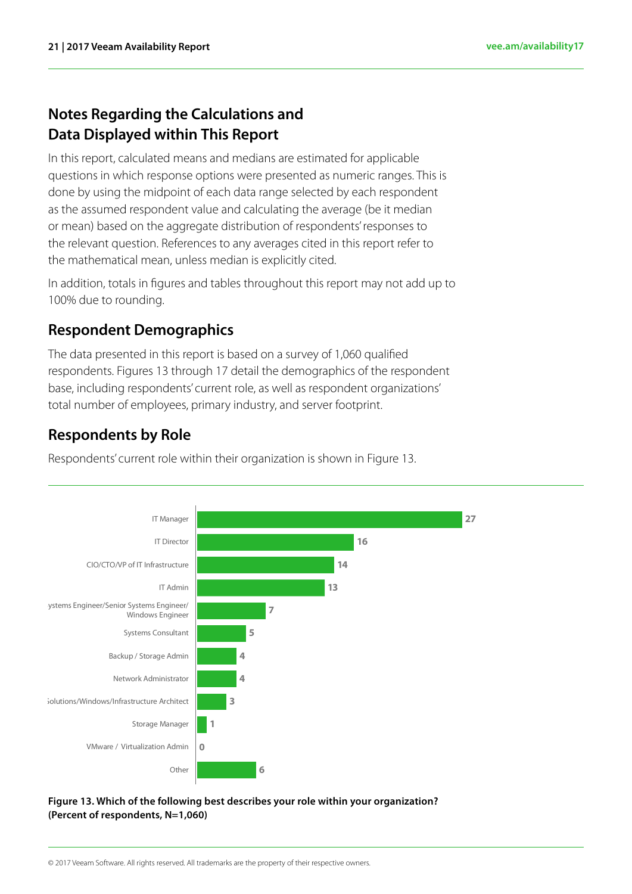## Notes Regarding the Calculations and Data Displayed within This Report

In this report, calculated means and medians are estimated for applicable questions in which response options were presented as numeric ranges. This is done by using the midpoint of each data range selected by each respondent as the assumed respondent value and calculating the average (be it median or mean) based on the aggregate distribution of respondents' responses to the relevant question. References to any averages cited in this report refer to the mathematical mean, unless median is explicitly cited.

In addition, totals in figures and tables throughout this report may not add up to 100% due to rounding.

## Respondent Demographics

The data presented in this report is based on a survey of 1,060 qualified respondents. Figures 13 through 17 detail the demographics of the respondent base, including respondents' current role, as well as respondent organizations' total number of employees, primary industry, and server footprint.

## Respondents by Role

Respondents' current role within their organization is shown in Figure 13.

| Role | Percent |
| --- | --- |
| IT Manager | 27 |
| IT Director | 16 |
| CIO/CTO/VP of IT Infrastructure | 14 |
| IT Admin | 13 |
| Systems Engineer/Senior Systems Engineer/ Windows Engineer | 7 |
| Systems Consultant | 5 |
| Backup / Storage Admin | 4 |
| Network Administrator | 4 |
| Solutions/Windows/Infrastructure Architect | 3 |
| Storage Manager | 1 |
| VMware / Virtualization Admin | 0 |
| Other | 6 |

**Figure 13. Which of the following best describes your role within your organization? (Percent of respondents, N=1,060)**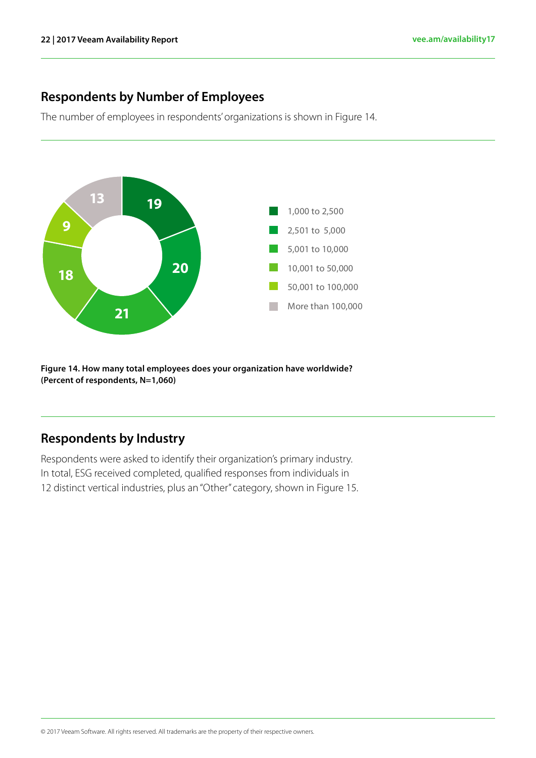## Respondents by Number of Employees

The number of employees in respondents' organizations is shown in Figure 14.

| Number of employees | Percent |
|---|---|
| 1,000 to 2,500 | 19 |
| 2,501 to 5,000 | 20 |
| 5,001 to 10,000 | 21 |
| 10,001 to 50,000 | 18 |
| 50,001 to 100,000 | 9 |
| More than 100,000 | 13 |

**Figure 14. How many total employees does your organization have worldwide? (Percent of respondents, N=1,060)**

## Respondents by Industry

Respondents were asked to identify their organization's primary industry. In total, ESG received completed, qualified responses from individuals in 12 distinct vertical industries, plus an "Other" category, shown in Figure 15.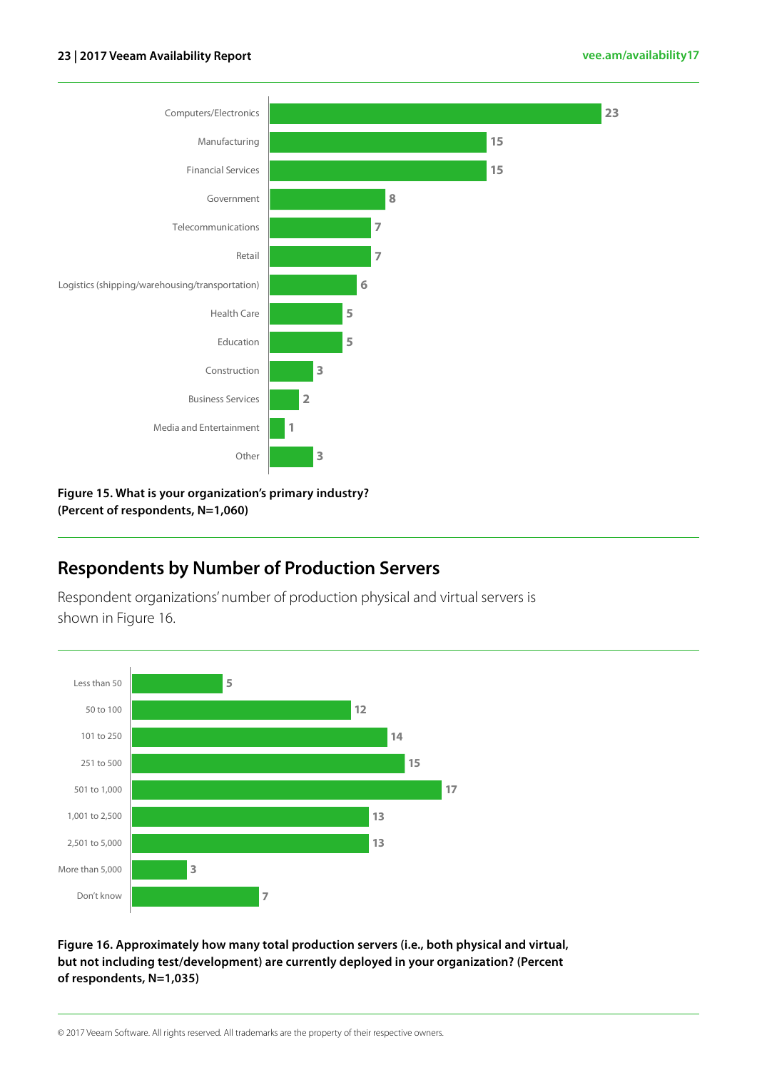| Industry | Percent |
|---|---|
| Computers/Electronics | 23 |
| Manufacturing | 15 |
| Financial Services | 15 |
| Government | 8 |
| Telecommunications | 7 |
| Retail | 7 |
| Logistics (shipping/warehousing/transportation) | 6 |
| Health Care | 5 |
| Education | 5 |
| Construction | 3 |
| Business Services | 2 |
| Media and Entertainment | 1 |
| Other | 3 |

**Figure 15. What is your organization's primary industry? (Percent of respondents, N=1,060)**

## Respondents by Number of Production Servers

Respondent organizations' number of production physical and virtual servers is shown in Figure 16.

| Number of production servers | Percent |
|---|---|
| Less than 50 | 5 |
| 50 to 100 | 12 |
| 101 to 250 | 14 |
| 251 to 500 | 15 |
| 501 to 1,000 | 17 |
| 1,001 to 2,500 | 13 |
| 2,501 to 5,000 | 13 |
| More than 5,000 | 3 |
| Don't know | 7 |

**Figure 16. Approximately how many total production servers (i.e., both physical and virtual, but not including test/development) are currently deployed in your organization? (Percent of respondents, N=1,035)**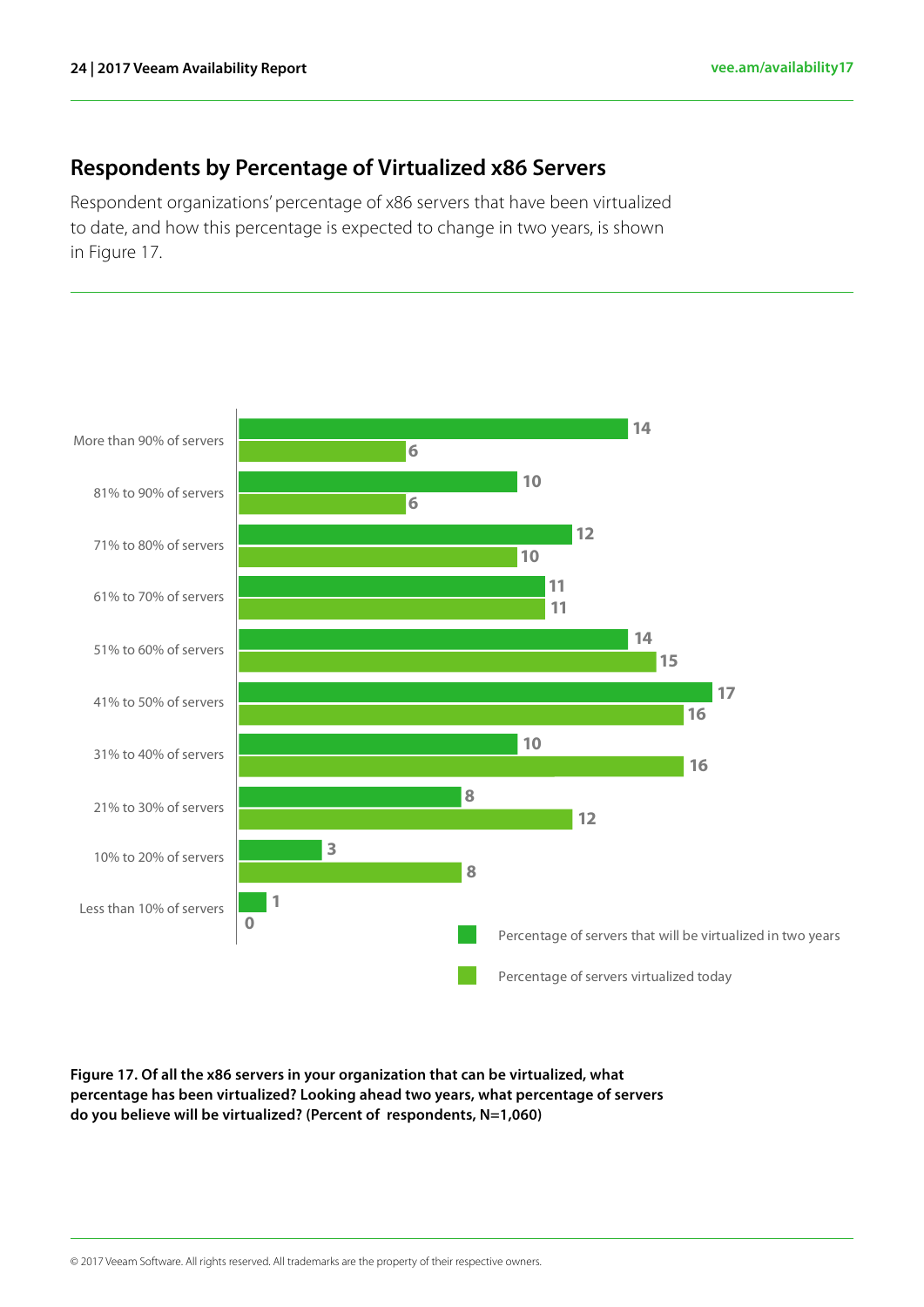## Respondents by Percentage of Virtualized x86 Servers

Respondent organizations' percentage of x86 servers that have been virtualized to date, and how this percentage is expected to change in two years, is shown in Figure 17.

| | Percentage of servers that will be virtualized in two years | Percentage of servers virtualized today |
|---|---|---|
| More than 90% of servers | 14 | 6 |
| 81% to 90% of servers | 10 | 6 |
| 71% to 80% of servers | 12 | 10 |
| 61% to 70% of servers | 11 | 11 |
| 51% to 60% of servers | 14 | 15 |
| 41% to 50% of servers | 17 | 16 |
| 31% to 40% of servers | 10 | 16 |
| 21% to 30% of servers | 8 | 12 |
| 10% to 20% of servers | 3 | 8 |
| Less than 10% of servers | 1 | 0 |

**Figure 17. Of all the x86 servers in your organization that can be virtualized, what percentage has been virtualized? Looking ahead two years, what percentage of servers do you believe will be virtualized? (Percent of respondents, N=1,060)**

© 2017 Veeam Software. All rights reserved. All trademarks are the property of their respective owners.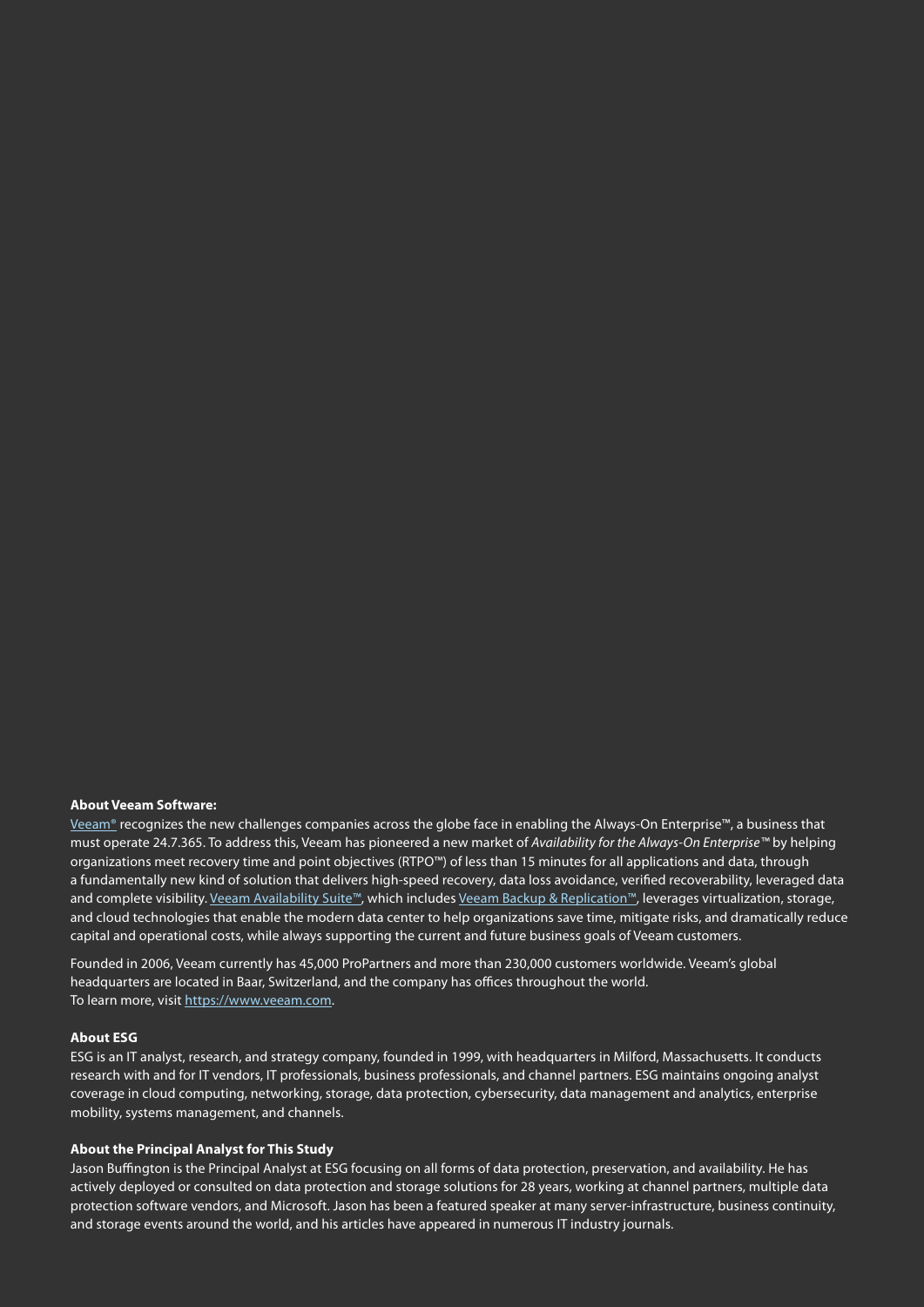**About Veeam Software:**

[Veeam®](https://www.veeam.com) recognizes the new challenges companies across the globe face in enabling the Always-On Enterprise™, a business that must operate 24.7.365. To address this, Veeam has pioneered a new market of *Availability for the Always-On Enterprise™* by helping organizations meet recovery time and point objectives (RTPO™) of less than 15 minutes for all applications and data, through a fundamentally new kind of solution that delivers high-speed recovery, data loss avoidance, verified recoverability, leveraged data and complete visibility. Veeam Availability Suite™, which includes Veeam Backup & Replication™, leverages virtualization, storage, and cloud technologies that enable the modern data center to help organizations save time, mitigate risks, and dramatically reduce capital and operational costs, while always supporting the current and future business goals of Veeam customers.

Founded in 2006, Veeam currently has 45,000 ProPartners and more than 230,000 customers worldwide. Veeam's global headquarters are located in Baar, Switzerland, and the company has offices throughout the world.
To learn more, visit https://www.veeam.com.

**About ESG**

ESG is an IT analyst, research, and strategy company, founded in 1999, with headquarters in Milford, Massachusetts. It conducts research with and for IT vendors, IT professionals, business professionals, and channel partners. ESG maintains ongoing analyst coverage in cloud computing, networking, storage, data protection, cybersecurity, data management and analytics, enterprise mobility, systems management, and channels.

**About the Principal Analyst for This Study**

Jason Buffington is the Principal Analyst at ESG focusing on all forms of data protection, preservation, and availability. He has actively deployed or consulted on data protection and storage solutions for 28 years, working at channel partners, multiple data protection software vendors, and Microsoft. Jason has been a featured speaker at many server-infrastructure, business continuity, and storage events around the world, and his articles have appeared in numerous IT industry journals.